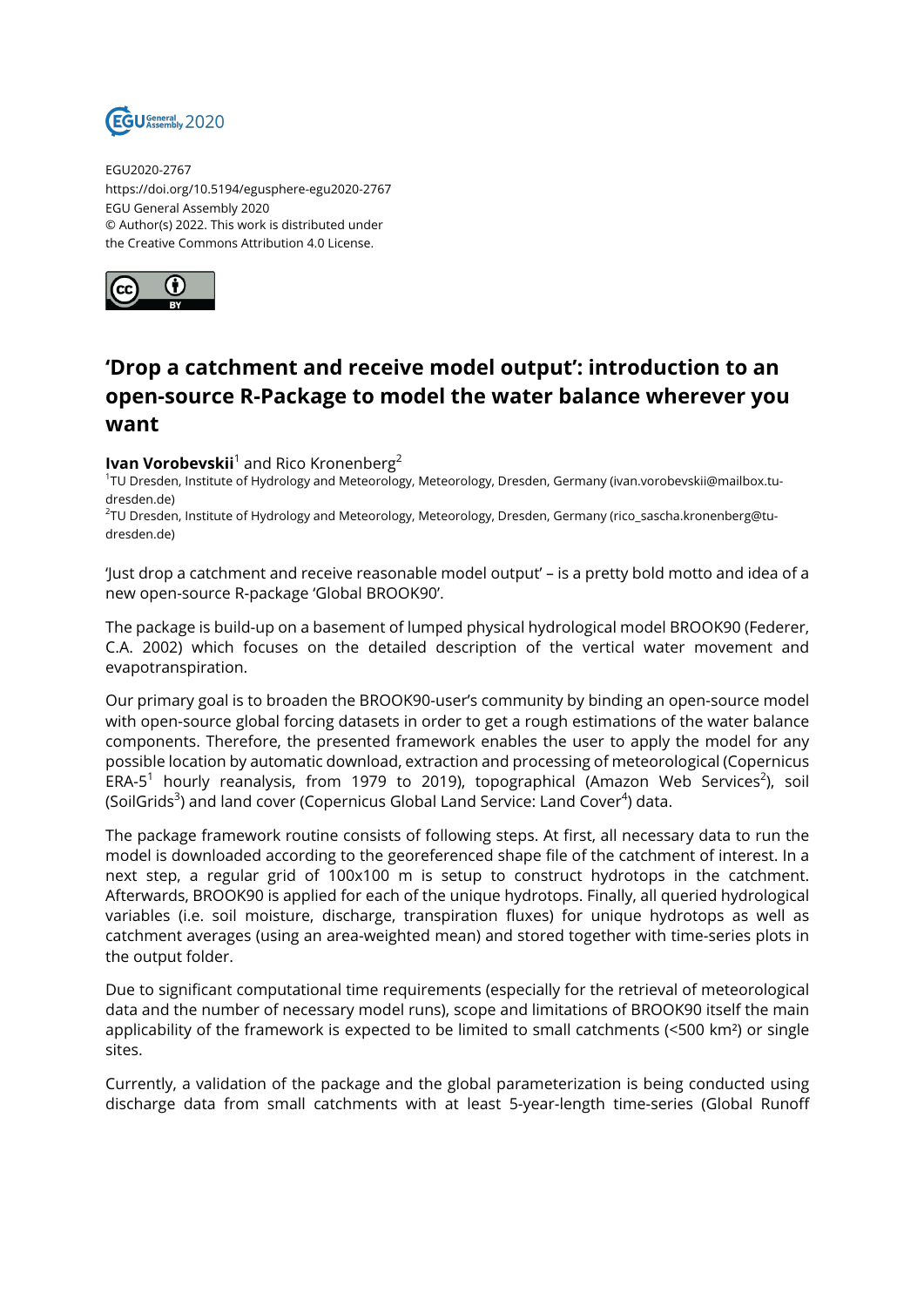EGU2020-2767
https://doi.org/10.5194/egusphere-egu2020-2767
EGU General Assembly 2020
© Author(s) 2022. This work is distributed under
the Creative Commons Attribution 4.0 License.

# 'Drop a catchment and receive model output': introduction to an open-source R-Package to model the water balance wherever you want

**Ivan Vorobevskii**[1] and Rico Kronenberg[2]

[1]TU Dresden, Institute of Hydrology and Meteorology, Meteorology, Dresden, Germany (ivan.vorobevskii@mailbox.tu-dresden.de)

[2]TU Dresden, Institute of Hydrology and Meteorology, Meteorology, Dresden, Germany (rico_sascha.kronenberg@tu-dresden.de)

'Just drop a catchment and receive reasonable model output' – is a pretty bold motto and idea of a new open-source R-package 'Global BROOK90'.

The package is build-up on a basement of lumped physical hydrological model BROOK90 (Federer, C.A. 2002) which focuses on the detailed description of the vertical water movement and evapotranspiration.

Our primary goal is to broaden the BROOK90-user's community by binding an open-source model with open-source global forcing datasets in order to get a rough estimations of the water balance components. Therefore, the presented framework enables the user to apply the model for any possible location by automatic download, extraction and processing of meteorological (Copernicus ERA-5[1] hourly reanalysis, from 1979 to 2019), topographical (Amazon Web Services[2]), soil (SoilGrids[3]) and land cover (Copernicus Global Land Service: Land Cover[4]) data.

The package framework routine consists of following steps. At first, all necessary data to run the model is downloaded according to the georeferenced shape file of the catchment of interest. In a next step, a regular grid of 100x100 m is setup to construct hydrotops in the catchment. Afterwards, BROOK90 is applied for each of the unique hydrotops. Finally, all queried hydrological variables (i.e. soil moisture, discharge, transpiration fluxes) for unique hydrotops as well as catchment averages (using an area-weighted mean) and stored together with time-series plots in the output folder.

Due to significant computational time requirements (especially for the retrieval of meteorological data and the number of necessary model runs), scope and limitations of BROOK90 itself the main applicability of the framework is expected to be limited to small catchments (<500 km²) or single sites.

Currently, a validation of the package and the global parameterization is being conducted using discharge data from small catchments with at least 5-year-length time-series (Global Runoff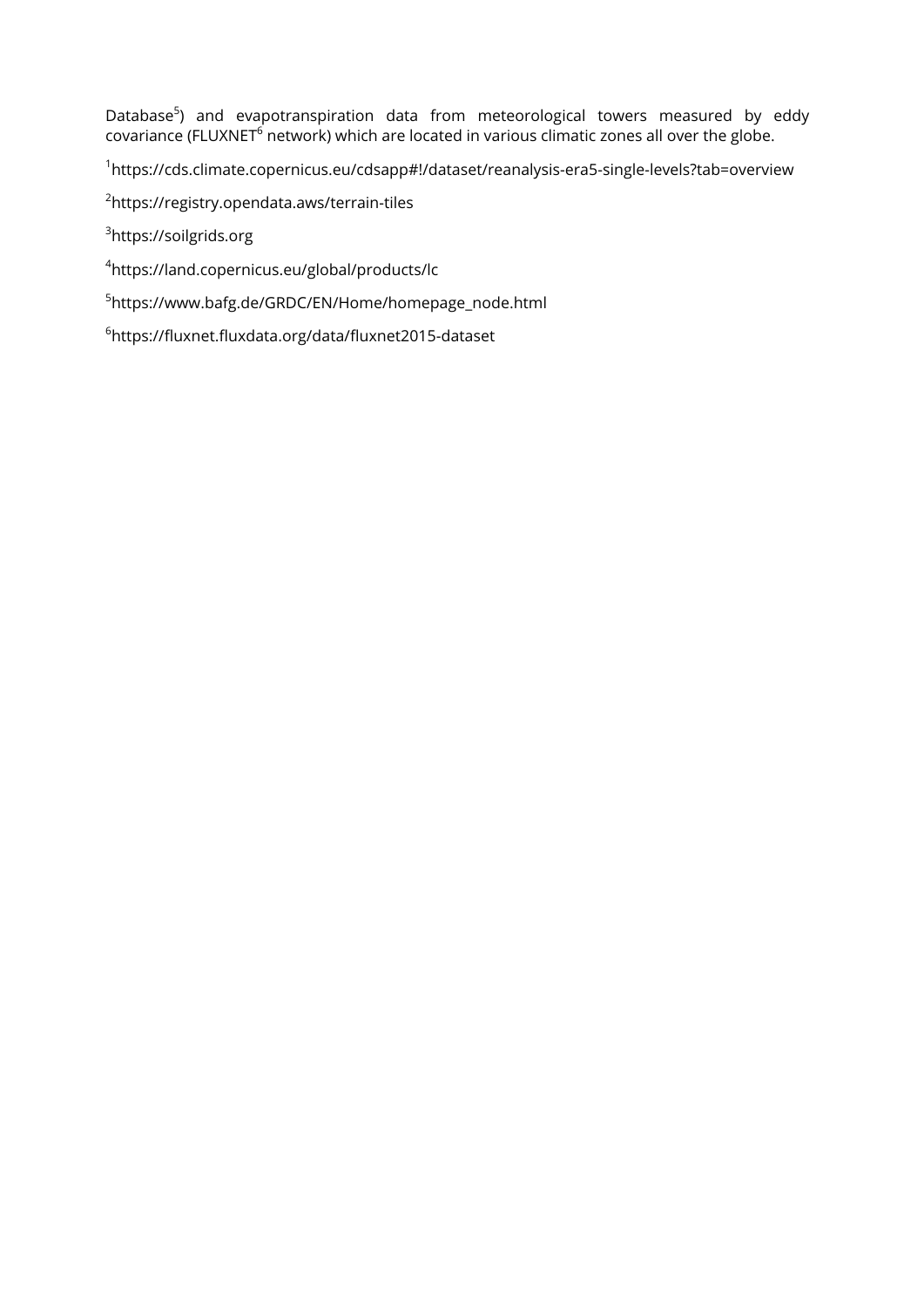Database[5]) and evapotranspiration data from meteorological towers measured by eddy covariance (FLUXNET[6] network) which are located in various climatic zones all over the globe.

[1]https://cds.climate.copernicus.eu/cdsapp#!/dataset/reanalysis-era5-single-levels?tab=overview

[2]https://registry.opendata.aws/terrain-tiles

[3]https://soilgrids.org

[4]https://land.copernicus.eu/global/products/lc

[5]https://www.bafg.de/GRDC/EN/Home/homepage_node.html

[6]https://fluxnet.fluxdata.org/data/fluxnet2015-dataset